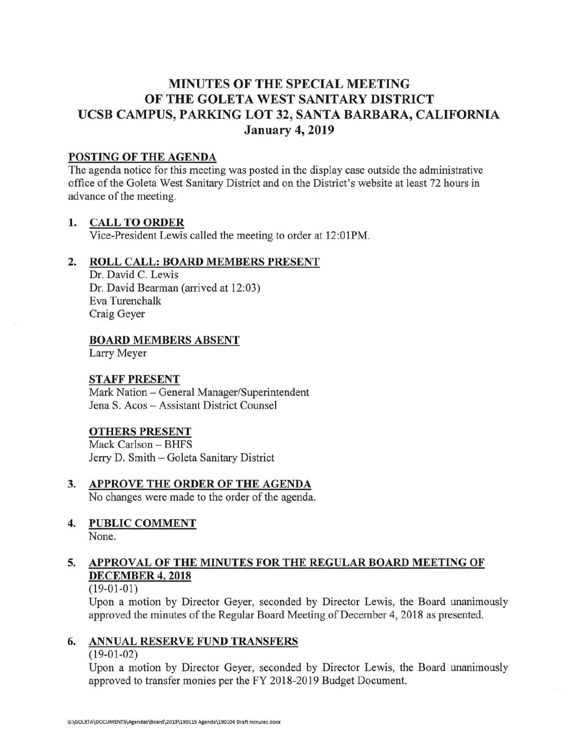# MINUTES OF THE SPECIAL MEETING OF THE GOLETA WEST SANITARY DISTRICT UCSB CAMPUS, PARKING LOT 32, SANTA BARBARA, CALIFORNIA January 4, 2019

## POSTING OF THE AGENDA

The agenda notice for this meeting was posted in the display case outside the administrative office of the Goleta West Sanitary District and on the District's website at least 72 hours in advance of the meeting.

## 1. CALL TO ORDER

Vice-President Lewis called the meeting to order at 12:01PM.

## 2. ROLL CALL: BOARD MEMBERS PRESENT

Dr. David C. Lewis
Dr. David Bearman (arrived at 12:03)
Eva Turenchalk
Craig Geyer

### BOARD MEMBERS ABSENT

Larry Meyer

### STAFF PRESENT

Mark Nation – General Manager/Superintendent
Jena S. Acos – Assistant District Counsel

### OTHERS PRESENT

Mack Carlson – BHFS
Jerry D. Smith – Goleta Sanitary District

## 3. APPROVE THE ORDER OF THE AGENDA

No changes were made to the order of the agenda.

## 4. PUBLIC COMMENT

None.

## 5. APPROVAL OF THE MINUTES FOR THE REGULAR BOARD MEETING OF DECEMBER 4, 2018

(19-01-01)

Upon a motion by Director Geyer, seconded by Director Lewis, the Board unanimously approved the minutes of the Regular Board Meeting of December 4, 2018 as presented.

## 6. ANNUAL RESERVE FUND TRANSFERS

(19-01-02)

Upon a motion by Director Geyer, seconded by Director Lewis, the Board unanimously approved to transfer monies per the FY 2018-2019 Budget Document.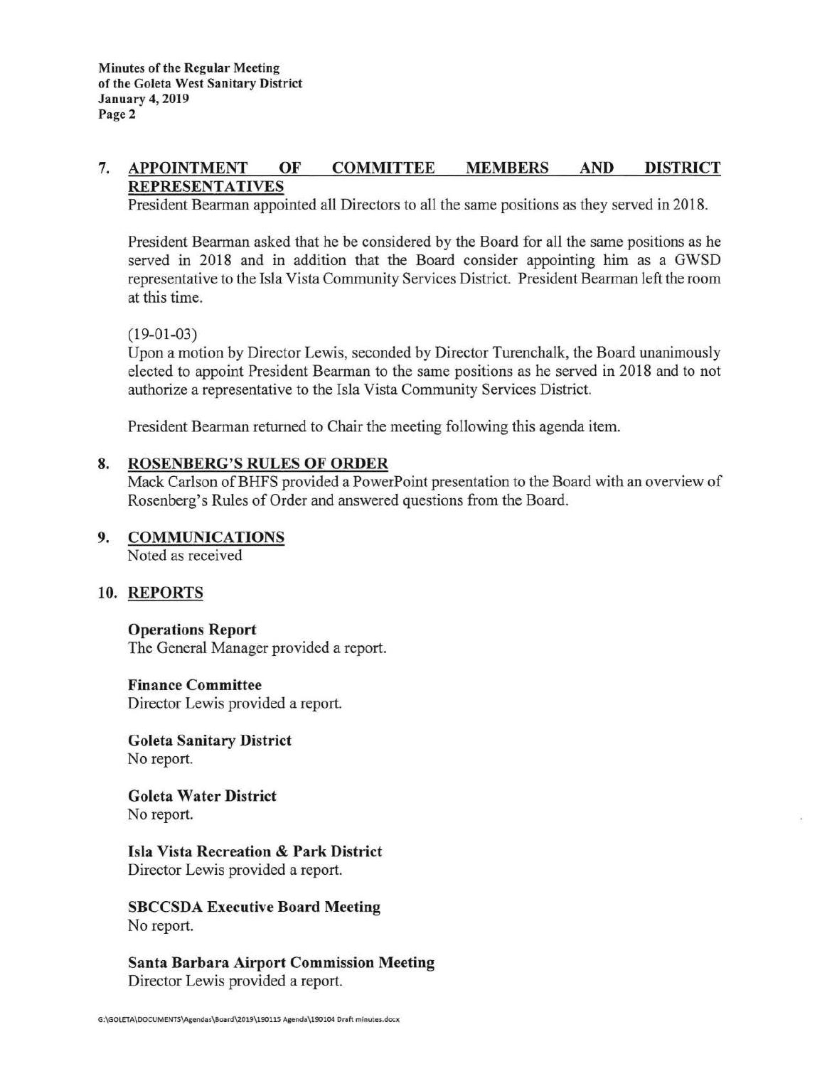## 7. APPOINTMENT OF COMMITTEE MEMBERS AND DISTRICT REPRESENTATIVES

President Bearman appointed all Directors to all the same positions as they served in 2018.

President Bearman asked that he be considered by the Board for all the same positions as he served in 2018 and in addition that the Board consider appointing him as a GWSD representative to the Isla Vista Community Services District. President Bearman left the room at this time.

(19-01-03)
Upon a motion by Director Lewis, seconded by Director Turenchalk, the Board unanimously elected to appoint President Bearman to the same positions as he served in 2018 and to not authorize a representative to the Isla Vista Community Services District.

President Bearman returned to Chair the meeting following this agenda item.

## 8. ROSENBERG'S RULES OF ORDER

Mack Carlson of BHFS provided a PowerPoint presentation to the Board with an overview of Rosenberg's Rules of Order and answered questions from the Board.

## 9. COMMUNICATIONS

Noted as received

## 10. REPORTS

**Operations Report**
The General Manager provided a report.

**Finance Committee**
Director Lewis provided a report.

**Goleta Sanitary District**
No report.

**Goleta Water District**
No report.

**Isla Vista Recreation & Park District**
Director Lewis provided a report.

**SBCCSDA Executive Board Meeting**
No report.

**Santa Barbara Airport Commission Meeting**
Director Lewis provided a report.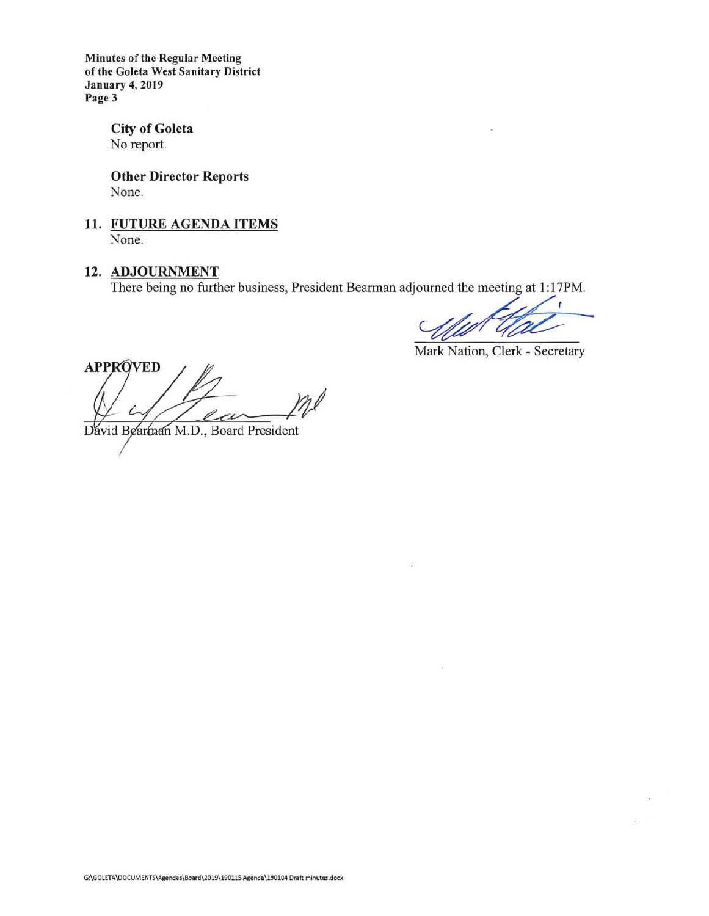**City of Goleta**
No report.

**Other Director Reports**
None.

## 11. FUTURE AGENDA ITEMS

None.

## 12. ADJOURNMENT

There being no further business, President Bearman adjourned the meeting at 1:17PM.

Mark Nation, Clerk - Secretary

**APPROVED**

David Bearman M.D., Board President

G:\GOLETA\DOCUMENTS\Agendas\Board\2019\190115 Agenda\190104 Draft minutes.docx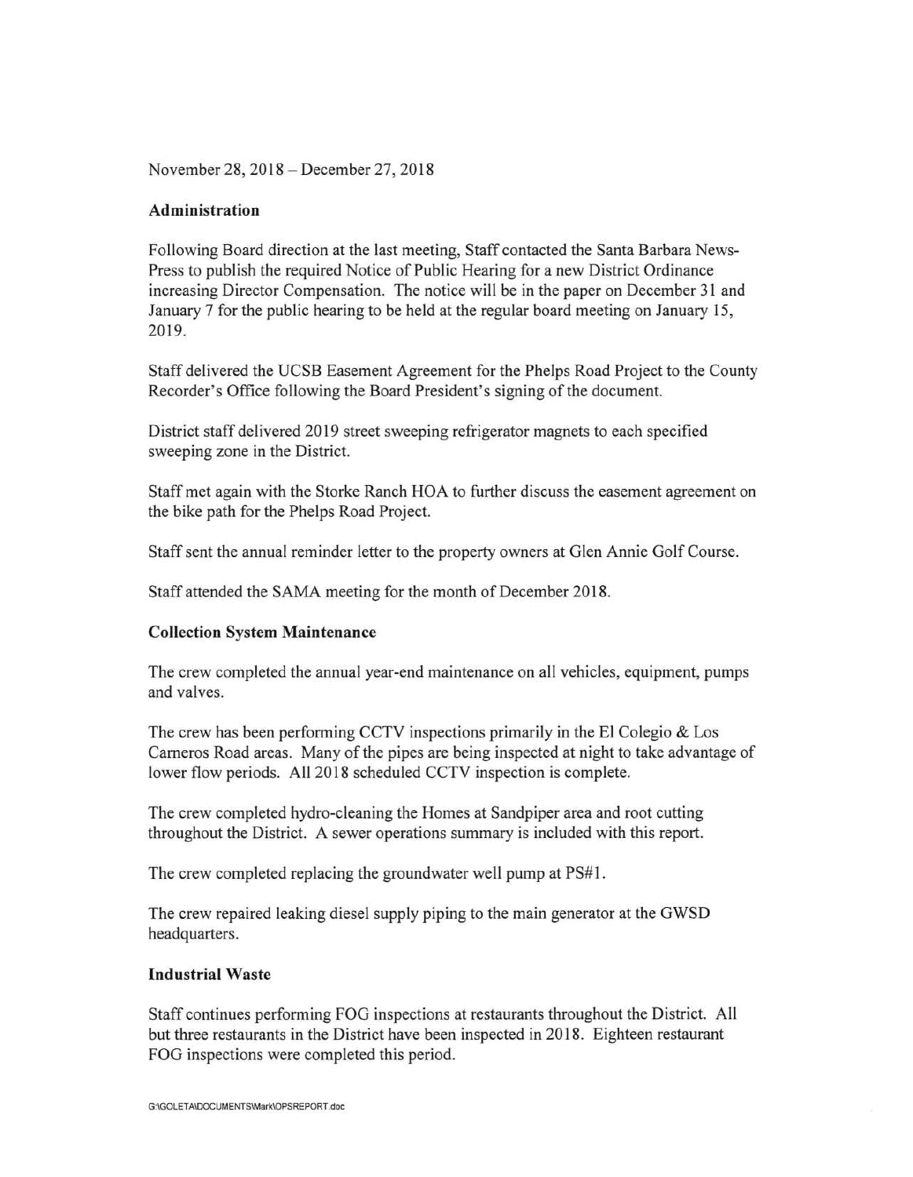November 28, 2018 – December 27, 2018

**Administration**

Following Board direction at the last meeting, Staff contacted the Santa Barbara News-Press to publish the required Notice of Public Hearing for a new District Ordinance increasing Director Compensation. The notice will be in the paper on December 31 and January 7 for the public hearing to be held at the regular board meeting on January 15, 2019.

Staff delivered the UCSB Easement Agreement for the Phelps Road Project to the County Recorder's Office following the Board President's signing of the document.

District staff delivered 2019 street sweeping refrigerator magnets to each specified sweeping zone in the District.

Staff met again with the Storke Ranch HOA to further discuss the easement agreement on the bike path for the Phelps Road Project.

Staff sent the annual reminder letter to the property owners at Glen Annie Golf Course.

Staff attended the SAMA meeting for the month of December 2018.

**Collection System Maintenance**

The crew completed the annual year-end maintenance on all vehicles, equipment, pumps and valves.

The crew has been performing CCTV inspections primarily in the El Colegio & Los Carneros Road areas. Many of the pipes are being inspected at night to take advantage of lower flow periods. All 2018 scheduled CCTV inspection is complete.

The crew completed hydro-cleaning the Homes at Sandpiper area and root cutting throughout the District. A sewer operations summary is included with this report.

The crew completed replacing the groundwater well pump at PS#1.

The crew repaired leaking diesel supply piping to the main generator at the GWSD headquarters.

**Industrial Waste**

Staff continues performing FOG inspections at restaurants throughout the District. All but three restaurants in the District have been inspected in 2018. Eighteen restaurant FOG inspections were completed this period.

G:\GOLETA\DOCUMENTS\Mark\OPSREPORT.doc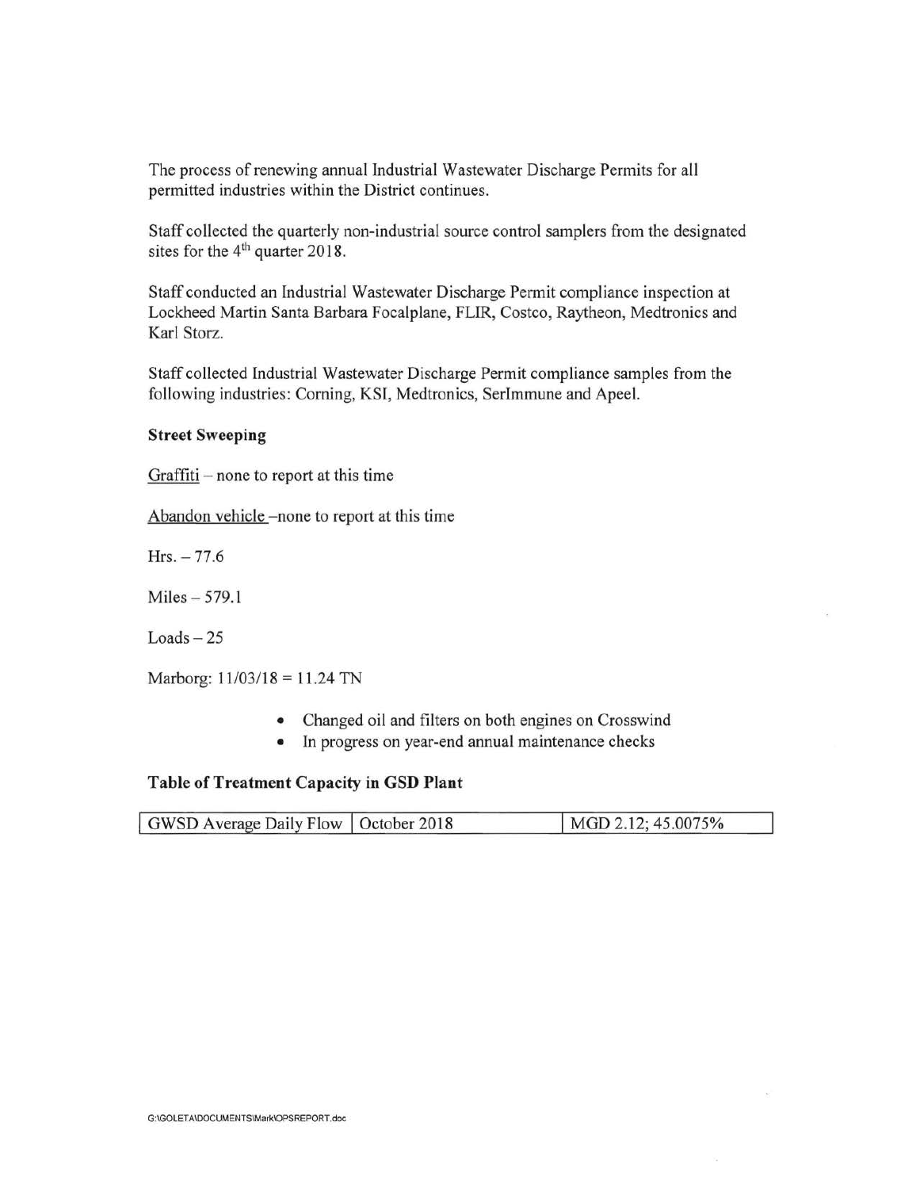The process of renewing annual Industrial Wastewater Discharge Permits for all permitted industries within the District continues.

Staff collected the quarterly non-industrial source control samplers from the designated sites for the 4th quarter 2018.

Staff conducted an Industrial Wastewater Discharge Permit compliance inspection at Lockheed Martin Santa Barbara Focalplane, FLIR, Costco, Raytheon, Medtronics and Karl Storz.

Staff collected Industrial Wastewater Discharge Permit compliance samples from the following industries: Corning, KSI, Medtronics, SerImmune and Apeel.

**Street Sweeping**

Graffiti – none to report at this time

Abandon vehicle –none to report at this time

Hrs. – 77.6

Miles – 579.1

Loads – 25

Marborg: 11/03/18 = 11.24 TN

- Changed oil and filters on both engines on Crosswind
- In progress on year-end annual maintenance checks

**Table of Treatment Capacity in GSD Plant**

| GWSD Average Daily Flow | October 2018 | MGD 2.12; 45.0075% |
|---|---|---|

G:\GOLETA\DOCUMENTS\Mark\OPSREPORT.doc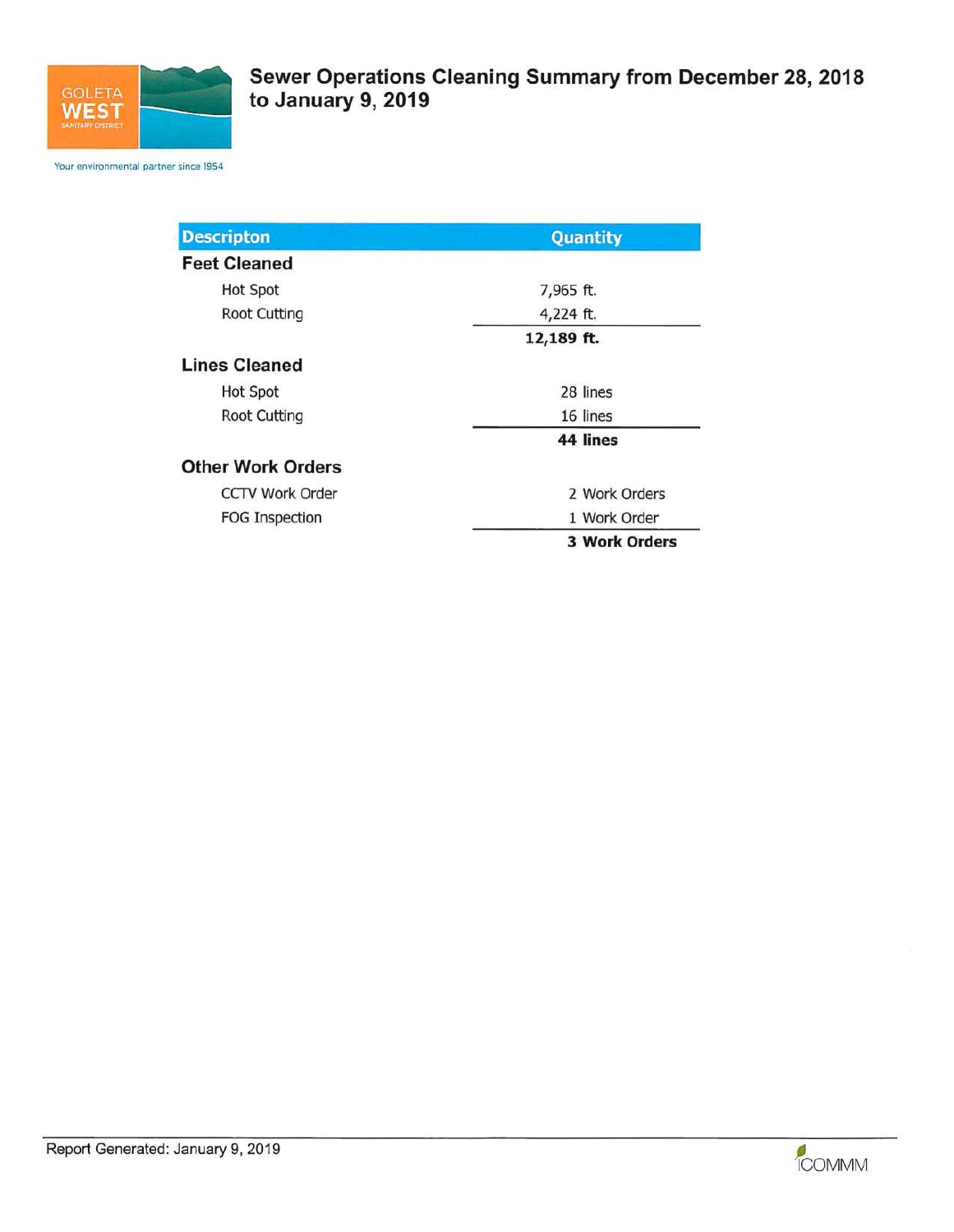GOLETA WEST SANITARY DISTRICT

Your environmental partner since 1954

# Sewer Operations Cleaning Summary from December 28, 2018 to January 9, 2019

| Descripton | Quantity |
| --- | --- |
| **Feet Cleaned** | |
| Hot Spot | 7,965 ft. |
| Root Cutting | 4,224 ft. |
| | **12,189 ft.** |
| **Lines Cleaned** | |
| Hot Spot | 28 lines |
| Root Cutting | 16 lines |
| | **44 lines** |
| **Other Work Orders** | |
| CCTV Work Order | 2 Work Orders |
| FOG Inspection | 1 Work Order |
| | **3 Work Orders** |

Report Generated: January 9, 2019

ICOMMM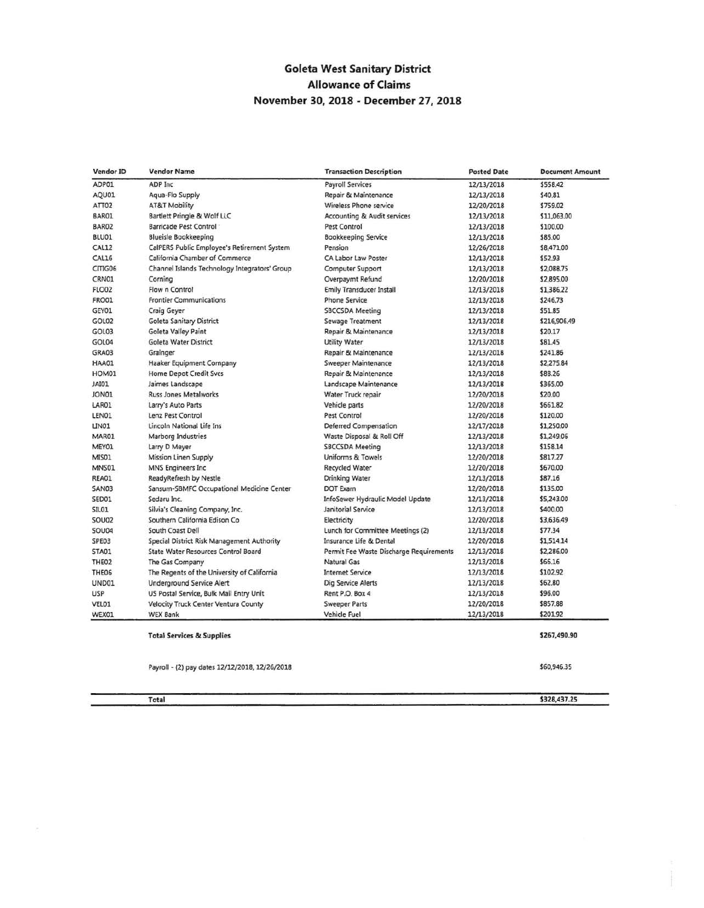# Goleta West Sanitary District
## Allowance of Claims
### November 30, 2018 - December 27, 2018

| Vendor ID | Vendor Name | Transaction Description | Posted Date | Document Amount |
|---|---|---|---|---|
| ADP01 | ADP Inc | Payroll Services | 12/13/2018 | $558.42 |
| AQU01 | Aqua-Flo Supply | Repair & Maintenance | 12/13/2018 | $40.81 |
| ATT02 | AT&T Mobility | Wireless Phone service | 12/20/2018 | $759.02 |
| BAR01 | Bartlett Pringle & Wolf LLC | Accounting & Audit services | 12/13/2018 | $11,063.00 |
| BAR02 | Barricade Pest Control | Pest Control | 12/13/2018 | $100.00 |
| BLU01 | Blueisle Bookkeeping | Bookkeeping Service | 12/13/2018 | $85.00 |
| CAL12 | CalPERS Public Employee's Retirement System | Pension | 12/26/2018 | $8,471.00 |
| CAL16 | California Chamber of Commerce | CA Labor Law Poster | 12/13/2018 | $52.93 |
| CITIG06 | Channel Islands Technology Integrators' Group | Computer Support | 12/13/2018 | $2,088.75 |
| CRN01 | Corning | Overpaymt Refund | 12/20/2018 | $2,895.00 |
| FLO02 | Flow n Control | Emily Transducer Install | 12/13/2018 | $1,386.22 |
| FRO01 | Frontier Communications | Phone Service | 12/13/2018 | $246.73 |
| GEY01 | Craig Geyer | SBCCSDA Meeting | 12/13/2018 | $51.85 |
| GOL02 | Goleta Sanitary District | Sewage Treatment | 12/13/2018 | $216,906.49 |
| GOL03 | Goleta Valley Paint | Repair & Maintenance | 12/13/2018 | $20.17 |
| GOL04 | Goleta Water District | Utility Water | 12/13/2018 | $81.45 |
| GRA03 | Grainger | Repair & Maintenance | 12/13/2018 | $241.86 |
| HAA01 | Haaker Equipment Company | Sweeper Maintenance | 12/13/2018 | $2,275.84 |
| HOM01 | Home Depot Credit Svcs | Repair & Maintenance | 12/13/2018 | $88.26 |
| JAI01 | Jaimes Landscape | Landscape Maintenance | 12/13/2018 | $365.00 |
| JON01 | Russ Jones Metalworks | Water Truck repair | 12/20/2018 | $20.00 |
| LAR01 | Larry's Auto Parts | Vehicle parts | 12/20/2018 | $661.82 |
| LEN01 | Lenz Pest Control | Pest Control | 12/20/2018 | $120.00 |
| LIN01 | Lincoln National Life Ins | Deferred Compensation | 12/17/2018 | $1,250.00 |
| MAR01 | Marborg Industries | Waste Disposal & Roll Off | 12/13/2018 | $1,249.06 |
| MEY01 | Larry D Meyer | SBCCSDA Meeting | 12/13/2018 | $158.14 |
| MIS01 | Mission Linen Supply | Uniforms & Towels | 12/20/2018 | $817.27 |
| MNS01 | MNS Engineers Inc | Recycled Water | 12/20/2018 | $670.00 |
| REA01 | ReadyRefresh by Nestle | Drinking Water | 12/13/2018 | $87.16 |
| SAN03 | Sansum-SBMFC Occupational Medicine Center | DOT Exam | 12/20/2018 | $135.00 |
| SED01 | Sedaru Inc. | InfoSewer Hydraulic Model Update | 12/13/2018 | $5,243.00 |
| SIL01 | Silvia's Cleaning Company, Inc. | Janitorial Service | 12/13/2018 | $400.00 |
| SOU02 | Southern California Edison Co | Electricity | 12/20/2018 | $3,636.49 |
| SOU04 | South Coast Deli | Lunch for Committee Meetings (2) | 12/13/2018 | $77.34 |
| SPE03 | Special District Risk Management Authority | Insurance Life & Dental | 12/20/2018 | $1,514.14 |
| STA01 | State Water Resources Control Board | Permit Fee Waste Discharge Requirements | 12/13/2018 | $2,286.00 |
| THE02 | The Gas Company | Natural Gas | 12/13/2018 | $66.16 |
| THE06 | The Regents of the University of California | Internet Service | 12/13/2018 | $102.92 |
| UND01 | Underground Service Alert | Dig Service Alerts | 12/13/2018 | $62.80 |
| USP | US Postal Service, Bulk Mail Entry Unit | Rent P.O. Box 4 | 12/13/2018 | $96.00 |
| VEL01 | Velocity Truck Center Ventura County | Sweeper Parts | 12/20/2018 | $857.88 |
| WEX01 | WEX Bank | Vehicle Fuel | 12/13/2018 | $201.92 |

| | | |
|---|---|---|
| | **Total Services & Supplies** | **$267,490.90** |
| | Payroll - (2) pay dates 12/12/2018, 12/26/2018 | $60,946.35 |
| | **Total** | **$328,437.25** |